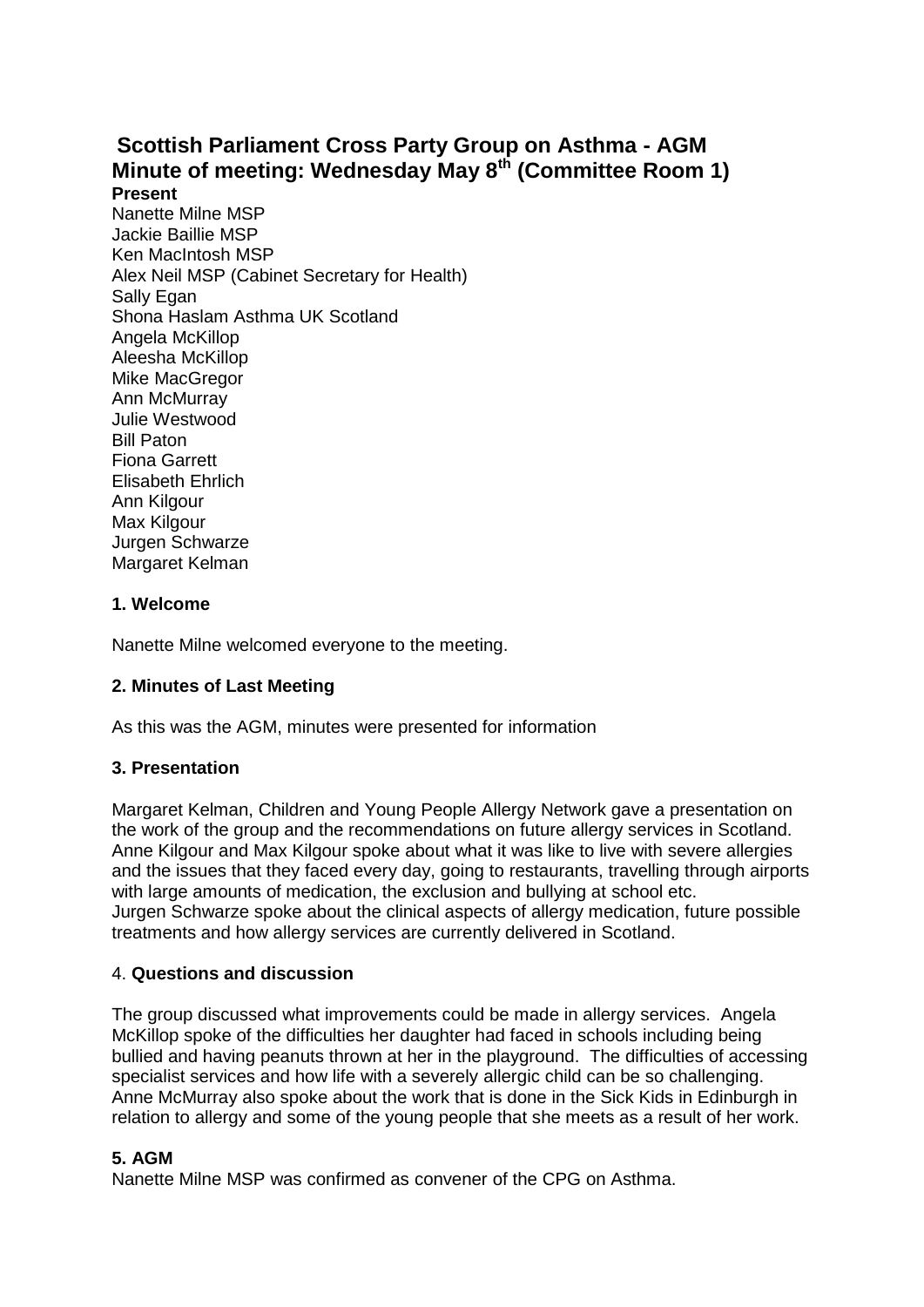# Scottish Parliament Cross Party Group on Asthma - AGM

## Minute of meeting: Wednesday May 8th (Committee Room 1)

**Present**

Nanette Milne MSP
Jackie Baillie MSP
Ken MacIntosh MSP
Alex Neil MSP (Cabinet Secretary for Health)
Sally Egan
Shona Haslam Asthma UK Scotland
Angela McKillop
Aleesha McKillop
Mike MacGregor
Ann McMurray
Julie Westwood
Bill Paton
Fiona Garrett
Elisabeth Ehrlich
Ann Kilgour
Max Kilgour
Jurgen Schwarze
Margaret Kelman

### 1. Welcome

Nanette Milne welcomed everyone to the meeting.

### 2. Minutes of Last Meeting

As this was the AGM, minutes were presented for information

### 3. Presentation

Margaret Kelman, Children and Young People Allergy Network gave a presentation on the work of the group and the recommendations on future allergy services in Scotland. Anne Kilgour and Max Kilgour spoke about what it was like to live with severe allergies and the issues that they faced every day, going to restaurants, travelling through airports with large amounts of medication, the exclusion and bullying at school etc.
Jurgen Schwarze spoke about the clinical aspects of allergy medication, future possible treatments and how allergy services are currently delivered in Scotland.

### 4. Questions and discussion

The group discussed what improvements could be made in allergy services. Angela McKillop spoke of the difficulties her daughter had faced in schools including being bullied and having peanuts thrown at her in the playground. The difficulties of accessing specialist services and how life with a severely allergic child can be so challenging. Anne McMurray also spoke about the work that is done in the Sick Kids in Edinburgh in relation to allergy and some of the young people that she meets as a result of her work.

### 5. AGM

Nanette Milne MSP was confirmed as convener of the CPG on Asthma.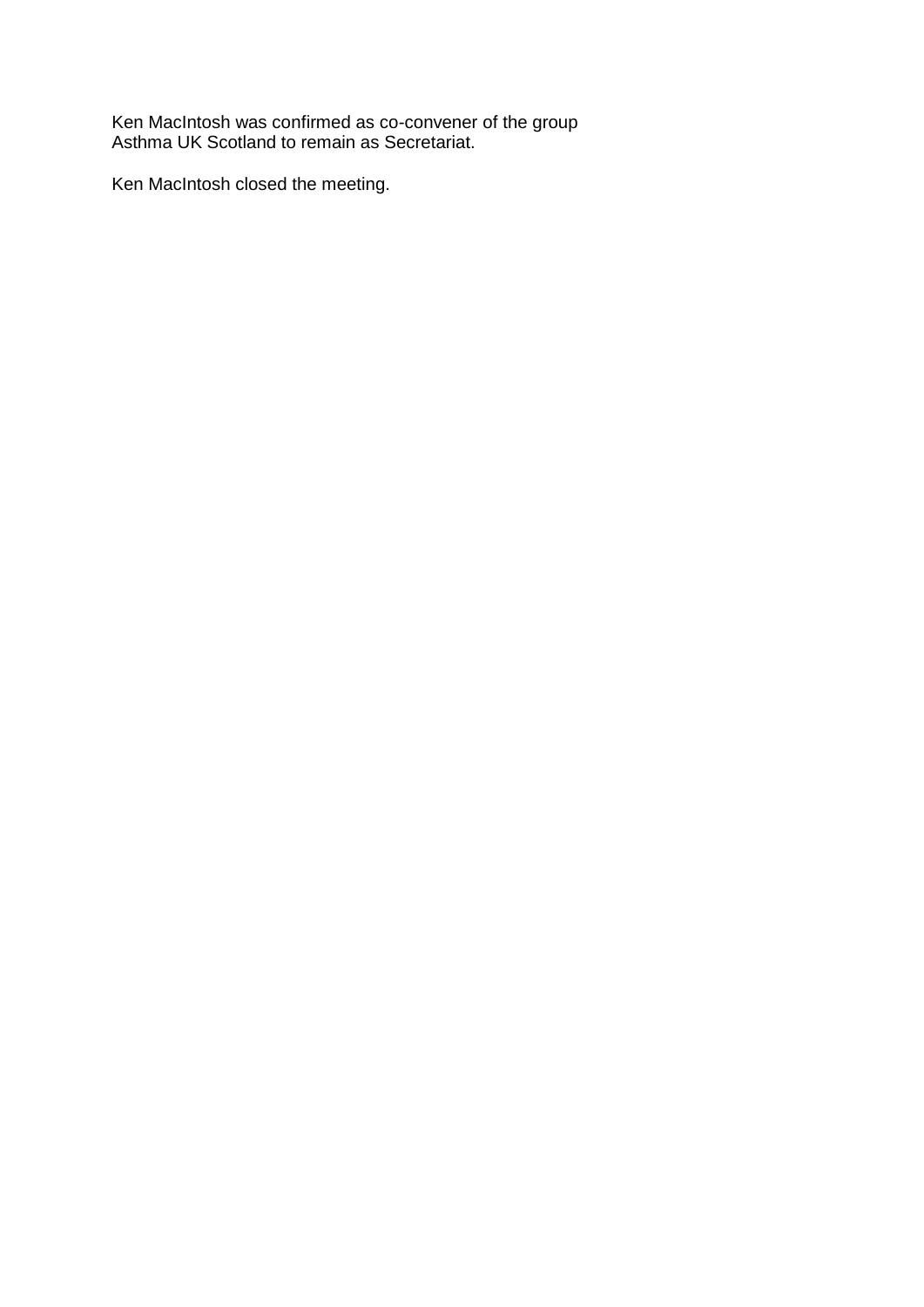Ken MacIntosh was confirmed as co-convener of the group
Asthma UK Scotland to remain as Secretariat.

Ken MacIntosh closed the meeting.